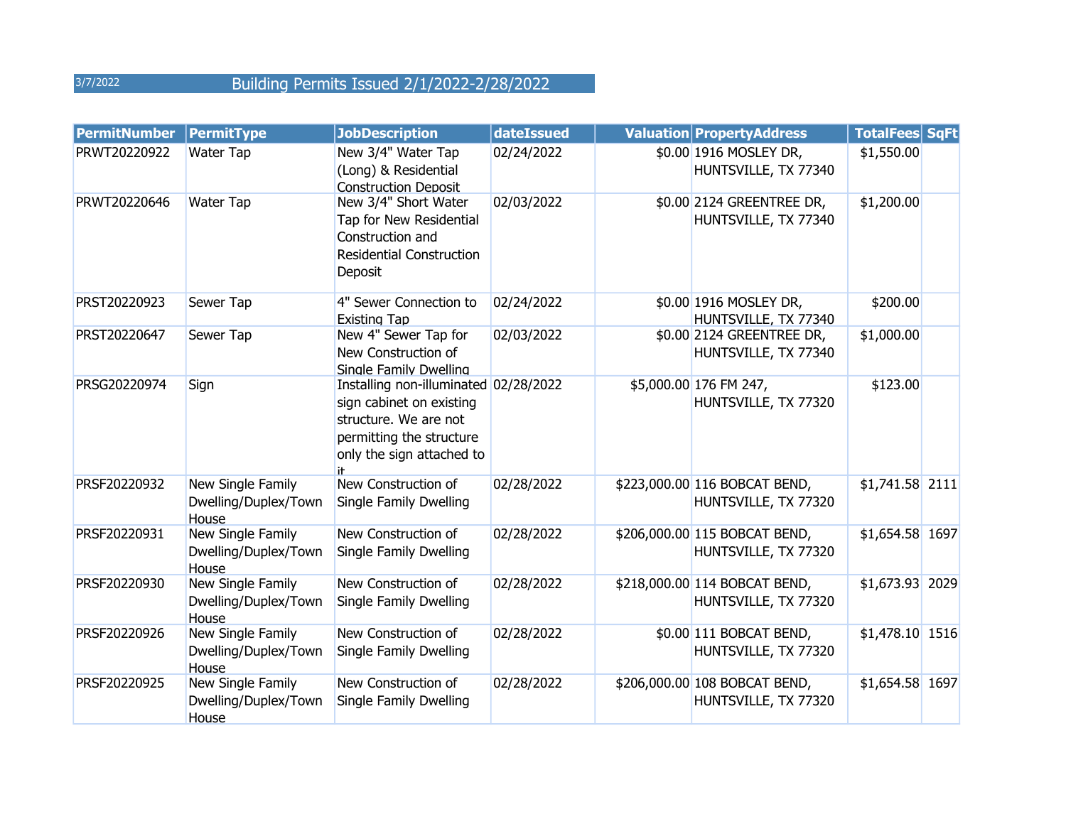3/7/2022 Building Permits Issued 2/1/2022-2/28/2022

| PermitNumber | PermitType | JobDescription | dateIssued | Valuation | PropertyAddress | TotalFees | SqFt |
|---|---|---|---|---|---|---|---|
| PRWT20220922 | Water Tap | New 3/4" Water Tap (Long) & Residential Construction Deposit | 02/24/2022 | $0.00 | 1916 MOSLEY DR, HUNTSVILLE, TX 77340 | $1,550.00 | |
| PRWT20220646 | Water Tap | New 3/4" Short Water Tap for New Residential Construction and Residential Construction Deposit | 02/03/2022 | $0.00 | 2124 GREENTREE DR, HUNTSVILLE, TX 77340 | $1,200.00 | |
| PRST20220923 | Sewer Tap | 4" Sewer Connection to Existing Tap | 02/24/2022 | $0.00 | 1916 MOSLEY DR, HUNTSVILLE, TX 77340 | $200.00 | |
| PRST20220647 | Sewer Tap | New 4" Sewer Tap for New Construction of Single Family Dwelling | 02/03/2022 | $0.00 | 2124 GREENTREE DR, HUNTSVILLE, TX 77340 | $1,000.00 | |
| PRSG20220974 | Sign | Installing non-illuminated sign cabinet on existing structure. We are not permitting the structure only the sign attached to it | 02/28/2022 | $5,000.00 | 176 FM 247, HUNTSVILLE, TX 77320 | $123.00 | |
| PRSF20220932 | New Single Family Dwelling/Duplex/Town House | New Construction of Single Family Dwelling | 02/28/2022 | $223,000.00 | 116 BOBCAT BEND, HUNTSVILLE, TX 77320 | $1,741.58 | 2111 |
| PRSF20220931 | New Single Family Dwelling/Duplex/Town House | New Construction of Single Family Dwelling | 02/28/2022 | $206,000.00 | 115 BOBCAT BEND, HUNTSVILLE, TX 77320 | $1,654.58 | 1697 |
| PRSF20220930 | New Single Family Dwelling/Duplex/Town House | New Construction of Single Family Dwelling | 02/28/2022 | $218,000.00 | 114 BOBCAT BEND, HUNTSVILLE, TX 77320 | $1,673.93 | 2029 |
| PRSF20220926 | New Single Family Dwelling/Duplex/Town House | New Construction of Single Family Dwelling | 02/28/2022 | $0.00 | 111 BOBCAT BEND, HUNTSVILLE, TX 77320 | $1,478.10 | 1516 |
| PRSF20220925 | New Single Family Dwelling/Duplex/Town House | New Construction of Single Family Dwelling | 02/28/2022 | $206,000.00 | 108 BOBCAT BEND, HUNTSVILLE, TX 77320 | $1,654.58 | 1697 |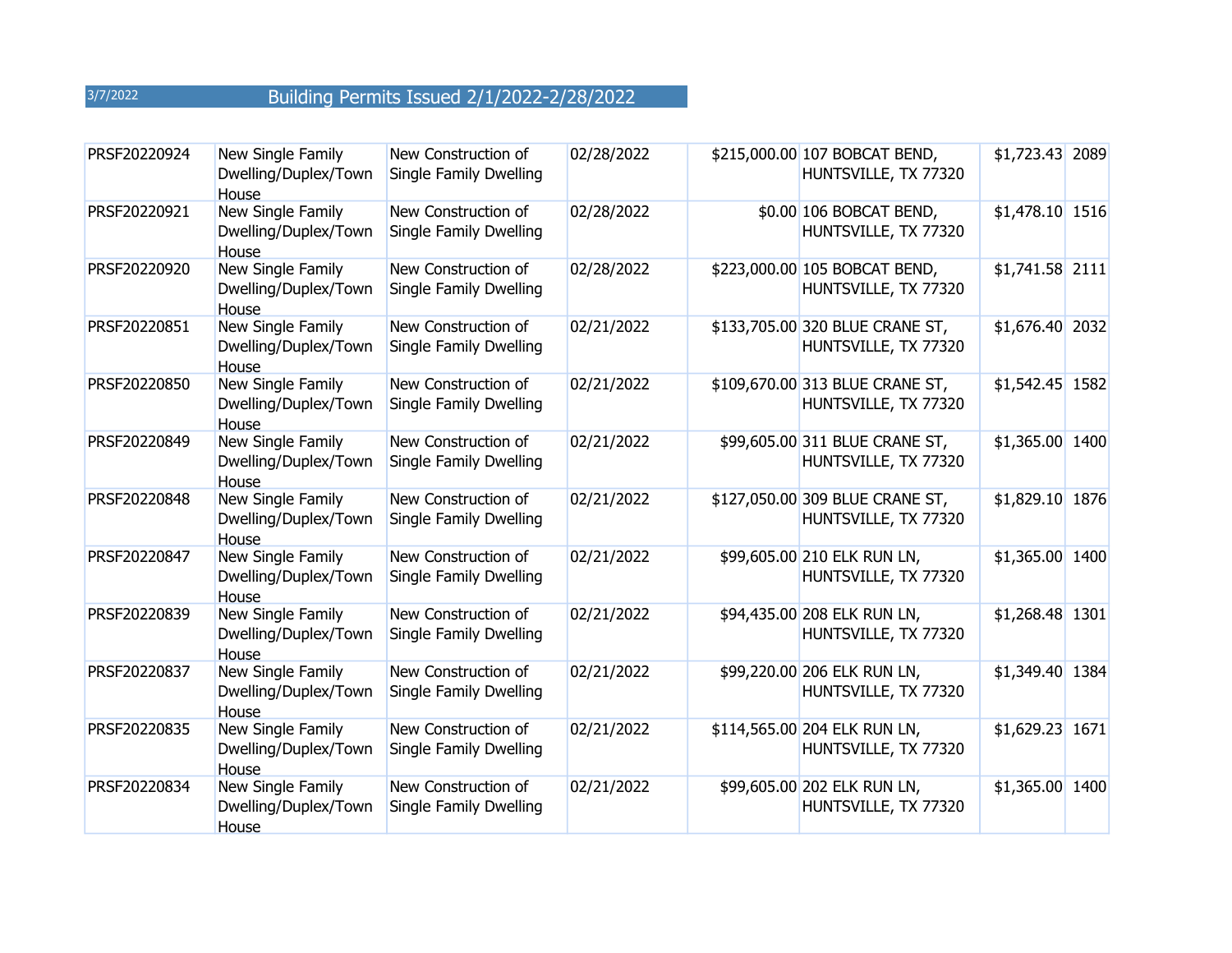3/7/2022 Building Permits Issued 2/1/2022-2/28/2022

| | | | | | | | |
|---|---|---|---|---|---|---|---|
| PRSF20220924 | New Single Family Dwelling/Duplex/Town House | New Construction of Single Family Dwelling | 02/28/2022 | $215,000.00 | 107 BOBCAT BEND, HUNTSVILLE, TX 77320 | $1,723.43 | 2089 |
| PRSF20220921 | New Single Family Dwelling/Duplex/Town House | New Construction of Single Family Dwelling | 02/28/2022 | $0.00 | 106 BOBCAT BEND, HUNTSVILLE, TX 77320 | $1,478.10 | 1516 |
| PRSF20220920 | New Single Family Dwelling/Duplex/Town House | New Construction of Single Family Dwelling | 02/28/2022 | $223,000.00 | 105 BOBCAT BEND, HUNTSVILLE, TX 77320 | $1,741.58 | 2111 |
| PRSF20220851 | New Single Family Dwelling/Duplex/Town House | New Construction of Single Family Dwelling | 02/21/2022 | $133,705.00 | 320 BLUE CRANE ST, HUNTSVILLE, TX 77320 | $1,676.40 | 2032 |
| PRSF20220850 | New Single Family Dwelling/Duplex/Town House | New Construction of Single Family Dwelling | 02/21/2022 | $109,670.00 | 313 BLUE CRANE ST, HUNTSVILLE, TX 77320 | $1,542.45 | 1582 |
| PRSF20220849 | New Single Family Dwelling/Duplex/Town House | New Construction of Single Family Dwelling | 02/21/2022 | $99,605.00 | 311 BLUE CRANE ST, HUNTSVILLE, TX 77320 | $1,365.00 | 1400 |
| PRSF20220848 | New Single Family Dwelling/Duplex/Town House | New Construction of Single Family Dwelling | 02/21/2022 | $127,050.00 | 309 BLUE CRANE ST, HUNTSVILLE, TX 77320 | $1,829.10 | 1876 |
| PRSF20220847 | New Single Family Dwelling/Duplex/Town House | New Construction of Single Family Dwelling | 02/21/2022 | $99,605.00 | 210 ELK RUN LN, HUNTSVILLE, TX 77320 | $1,365.00 | 1400 |
| PRSF20220839 | New Single Family Dwelling/Duplex/Town House | New Construction of Single Family Dwelling | 02/21/2022 | $94,435.00 | 208 ELK RUN LN, HUNTSVILLE, TX 77320 | $1,268.48 | 1301 |
| PRSF20220837 | New Single Family Dwelling/Duplex/Town House | New Construction of Single Family Dwelling | 02/21/2022 | $99,220.00 | 206 ELK RUN LN, HUNTSVILLE, TX 77320 | $1,349.40 | 1384 |
| PRSF20220835 | New Single Family Dwelling/Duplex/Town House | New Construction of Single Family Dwelling | 02/21/2022 | $114,565.00 | 204 ELK RUN LN, HUNTSVILLE, TX 77320 | $1,629.23 | 1671 |
| PRSF20220834 | New Single Family Dwelling/Duplex/Town House | New Construction of Single Family Dwelling | 02/21/2022 | $99,605.00 | 202 ELK RUN LN, HUNTSVILLE, TX 77320 | $1,365.00 | 1400 |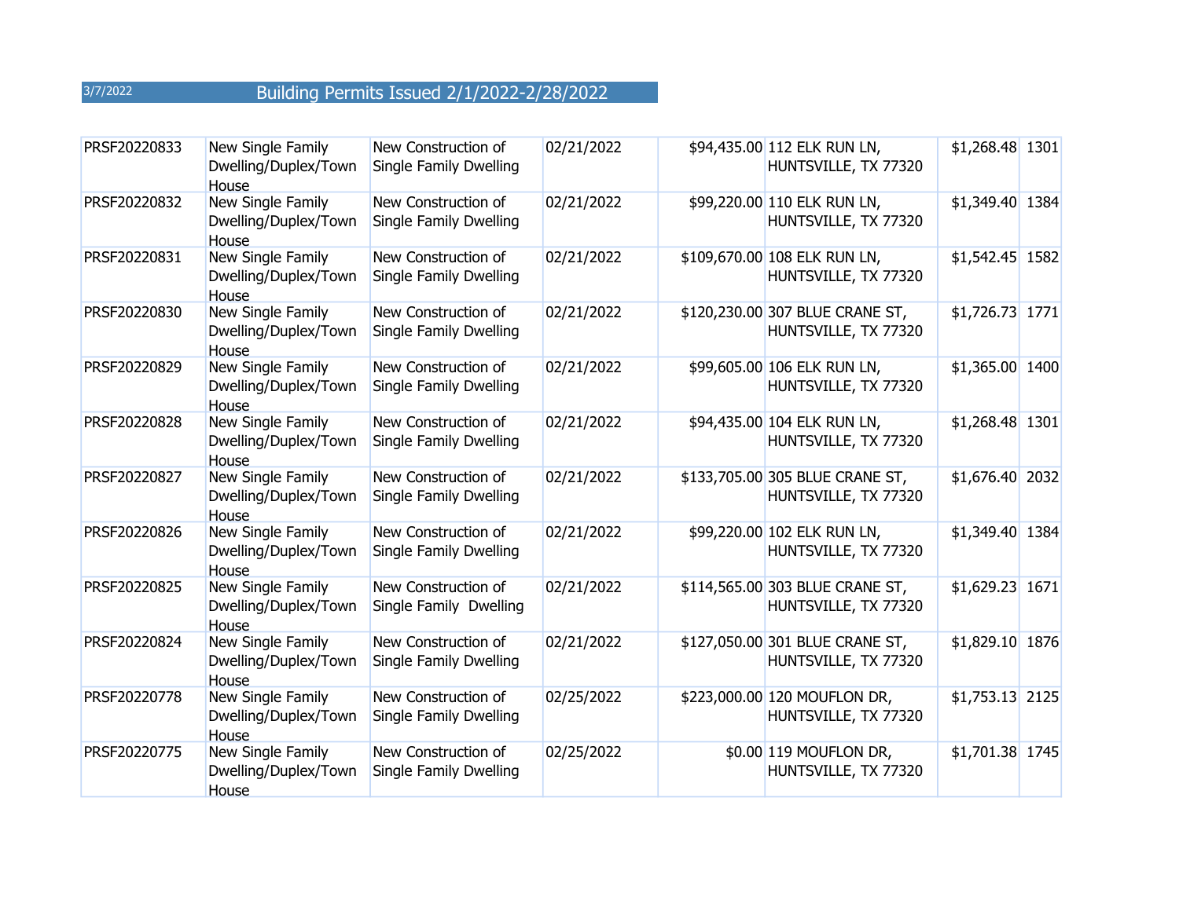3/7/2022 Building Permits Issued 2/1/2022-2/28/2022

| | | | | | | | |
|---|---|---|---|---|---|---|---|
| PRSF20220833 | New Single Family Dwelling/Duplex/Town House | New Construction of Single Family Dwelling | 02/21/2022 | $94,435.00 | 112 ELK RUN LN, HUNTSVILLE, TX 77320 | $1,268.48 | 1301 |
| PRSF20220832 | New Single Family Dwelling/Duplex/Town House | New Construction of Single Family Dwelling | 02/21/2022 | $99,220.00 | 110 ELK RUN LN, HUNTSVILLE, TX 77320 | $1,349.40 | 1384 |
| PRSF20220831 | New Single Family Dwelling/Duplex/Town House | New Construction of Single Family Dwelling | 02/21/2022 | $109,670.00 | 108 ELK RUN LN, HUNTSVILLE, TX 77320 | $1,542.45 | 1582 |
| PRSF20220830 | New Single Family Dwelling/Duplex/Town House | New Construction of Single Family Dwelling | 02/21/2022 | $120,230.00 | 307 BLUE CRANE ST, HUNTSVILLE, TX 77320 | $1,726.73 | 1771 |
| PRSF20220829 | New Single Family Dwelling/Duplex/Town House | New Construction of Single Family Dwelling | 02/21/2022 | $99,605.00 | 106 ELK RUN LN, HUNTSVILLE, TX 77320 | $1,365.00 | 1400 |
| PRSF20220828 | New Single Family Dwelling/Duplex/Town House | New Construction of Single Family Dwelling | 02/21/2022 | $94,435.00 | 104 ELK RUN LN, HUNTSVILLE, TX 77320 | $1,268.48 | 1301 |
| PRSF20220827 | New Single Family Dwelling/Duplex/Town House | New Construction of Single Family Dwelling | 02/21/2022 | $133,705.00 | 305 BLUE CRANE ST, HUNTSVILLE, TX 77320 | $1,676.40 | 2032 |
| PRSF20220826 | New Single Family Dwelling/Duplex/Town House | New Construction of Single Family Dwelling | 02/21/2022 | $99,220.00 | 102 ELK RUN LN, HUNTSVILLE, TX 77320 | $1,349.40 | 1384 |
| PRSF20220825 | New Single Family Dwelling/Duplex/Town House | New Construction of Single Family Dwelling | 02/21/2022 | $114,565.00 | 303 BLUE CRANE ST, HUNTSVILLE, TX 77320 | $1,629.23 | 1671 |
| PRSF20220824 | New Single Family Dwelling/Duplex/Town House | New Construction of Single Family Dwelling | 02/21/2022 | $127,050.00 | 301 BLUE CRANE ST, HUNTSVILLE, TX 77320 | $1,829.10 | 1876 |
| PRSF20220778 | New Single Family Dwelling/Duplex/Town House | New Construction of Single Family Dwelling | 02/25/2022 | $223,000.00 | 120 MOUFLON DR, HUNTSVILLE, TX 77320 | $1,753.13 | 2125 |
| PRSF20220775 | New Single Family Dwelling/Duplex/Town House | New Construction of Single Family Dwelling | 02/25/2022 | $0.00 | 119 MOUFLON DR, HUNTSVILLE, TX 77320 | $1,701.38 | 1745 |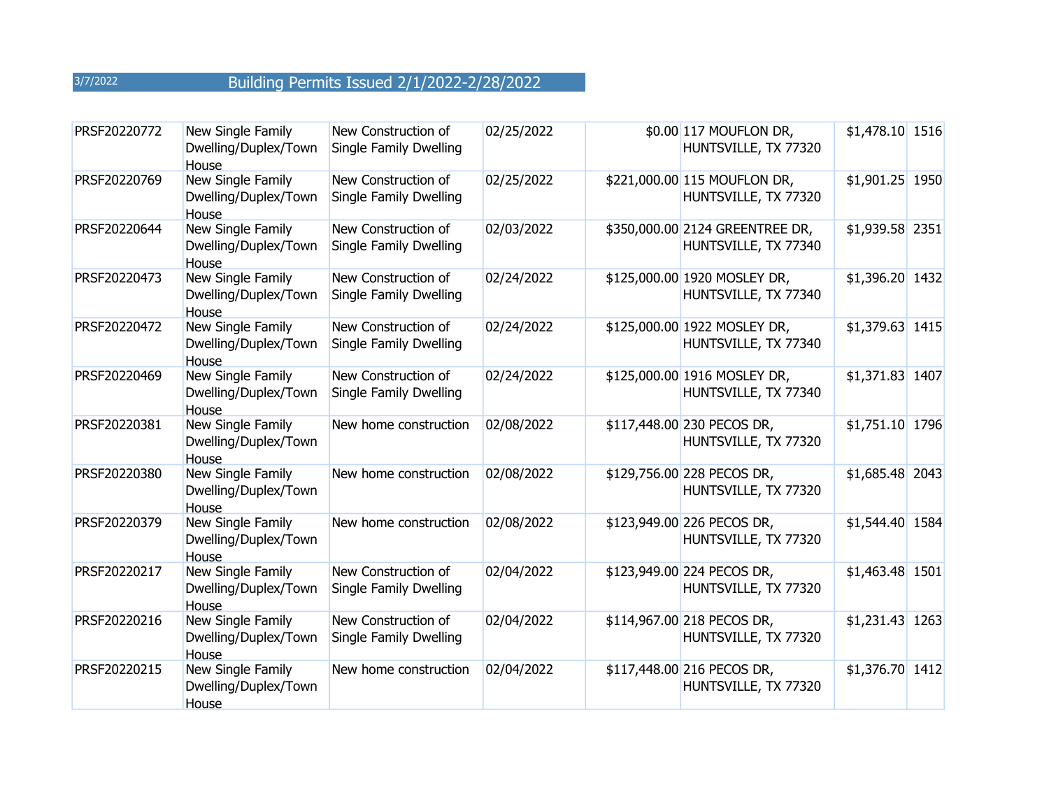3/7/2022 Building Permits Issued 2/1/2022-2/28/2022

| | | | | | | | |
|---|---|---|---|---|---|---|---|
| PRSF20220772 | New Single Family Dwelling/Duplex/Town House | New Construction of Single Family Dwelling | 02/25/2022 | $0.00 | 117 MOUFLON DR, HUNTSVILLE, TX 77320 | $1,478.10 | 1516 |
| PRSF20220769 | New Single Family Dwelling/Duplex/Town House | New Construction of Single Family Dwelling | 02/25/2022 | $221,000.00 | 115 MOUFLON DR, HUNTSVILLE, TX 77320 | $1,901.25 | 1950 |
| PRSF20220644 | New Single Family Dwelling/Duplex/Town House | New Construction of Single Family Dwelling | 02/03/2022 | $350,000.00 | 2124 GREENTREE DR, HUNTSVILLE, TX 77340 | $1,939.58 | 2351 |
| PRSF20220473 | New Single Family Dwelling/Duplex/Town House | New Construction of Single Family Dwelling | 02/24/2022 | $125,000.00 | 1920 MOSLEY DR, HUNTSVILLE, TX 77340 | $1,396.20 | 1432 |
| PRSF20220472 | New Single Family Dwelling/Duplex/Town House | New Construction of Single Family Dwelling | 02/24/2022 | $125,000.00 | 1922 MOSLEY DR, HUNTSVILLE, TX 77340 | $1,379.63 | 1415 |
| PRSF20220469 | New Single Family Dwelling/Duplex/Town House | New Construction of Single Family Dwelling | 02/24/2022 | $125,000.00 | 1916 MOSLEY DR, HUNTSVILLE, TX 77340 | $1,371.83 | 1407 |
| PRSF20220381 | New Single Family Dwelling/Duplex/Town House | New home construction | 02/08/2022 | $117,448.00 | 230 PECOS DR, HUNTSVILLE, TX 77320 | $1,751.10 | 1796 |
| PRSF20220380 | New Single Family Dwelling/Duplex/Town House | New home construction | 02/08/2022 | $129,756.00 | 228 PECOS DR, HUNTSVILLE, TX 77320 | $1,685.48 | 2043 |
| PRSF20220379 | New Single Family Dwelling/Duplex/Town House | New home construction | 02/08/2022 | $123,949.00 | 226 PECOS DR, HUNTSVILLE, TX 77320 | $1,544.40 | 1584 |
| PRSF20220217 | New Single Family Dwelling/Duplex/Town House | New Construction of Single Family Dwelling | 02/04/2022 | $123,949.00 | 224 PECOS DR, HUNTSVILLE, TX 77320 | $1,463.48 | 1501 |
| PRSF20220216 | New Single Family Dwelling/Duplex/Town House | New Construction of Single Family Dwelling | 02/04/2022 | $114,967.00 | 218 PECOS DR, HUNTSVILLE, TX 77320 | $1,231.43 | 1263 |
| PRSF20220215 | New Single Family Dwelling/Duplex/Town House | New home construction | 02/04/2022 | $117,448.00 | 216 PECOS DR, HUNTSVILLE, TX 77320 | $1,376.70 | 1412 |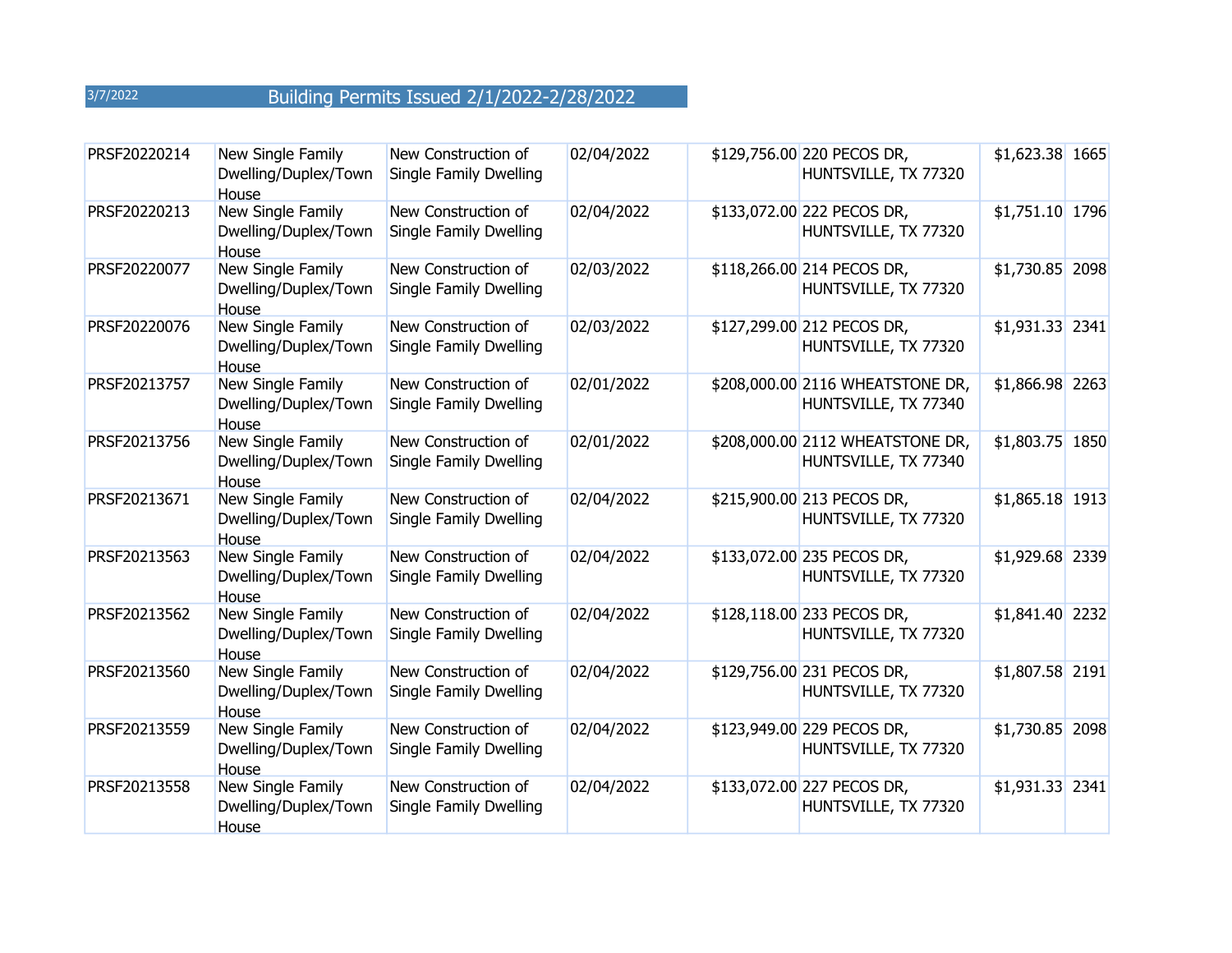3/7/2022 Building Permits Issued 2/1/2022-2/28/2022

| | | | | | | | |
|---|---|---|---|---|---|---|---|
| PRSF20220214 | New Single Family Dwelling/Duplex/Town House | New Construction of Single Family Dwelling | 02/04/2022 | $129,756.00 | 220 PECOS DR, HUNTSVILLE, TX 77320 | $1,623.38 | 1665 |
| PRSF20220213 | New Single Family Dwelling/Duplex/Town House | New Construction of Single Family Dwelling | 02/04/2022 | $133,072.00 | 222 PECOS DR, HUNTSVILLE, TX 77320 | $1,751.10 | 1796 |
| PRSF20220077 | New Single Family Dwelling/Duplex/Town House | New Construction of Single Family Dwelling | 02/03/2022 | $118,266.00 | 214 PECOS DR, HUNTSVILLE, TX 77320 | $1,730.85 | 2098 |
| PRSF20220076 | New Single Family Dwelling/Duplex/Town House | New Construction of Single Family Dwelling | 02/03/2022 | $127,299.00 | 212 PECOS DR, HUNTSVILLE, TX 77320 | $1,931.33 | 2341 |
| PRSF20213757 | New Single Family Dwelling/Duplex/Town House | New Construction of Single Family Dwelling | 02/01/2022 | $208,000.00 | 2116 WHEATSTONE DR, HUNTSVILLE, TX 77340 | $1,866.98 | 2263 |
| PRSF20213756 | New Single Family Dwelling/Duplex/Town House | New Construction of Single Family Dwelling | 02/01/2022 | $208,000.00 | 2112 WHEATSTONE DR, HUNTSVILLE, TX 77340 | $1,803.75 | 1850 |
| PRSF20213671 | New Single Family Dwelling/Duplex/Town House | New Construction of Single Family Dwelling | 02/04/2022 | $215,900.00 | 213 PECOS DR, HUNTSVILLE, TX 77320 | $1,865.18 | 1913 |
| PRSF20213563 | New Single Family Dwelling/Duplex/Town House | New Construction of Single Family Dwelling | 02/04/2022 | $133,072.00 | 235 PECOS DR, HUNTSVILLE, TX 77320 | $1,929.68 | 2339 |
| PRSF20213562 | New Single Family Dwelling/Duplex/Town House | New Construction of Single Family Dwelling | 02/04/2022 | $128,118.00 | 233 PECOS DR, HUNTSVILLE, TX 77320 | $1,841.40 | 2232 |
| PRSF20213560 | New Single Family Dwelling/Duplex/Town House | New Construction of Single Family Dwelling | 02/04/2022 | $129,756.00 | 231 PECOS DR, HUNTSVILLE, TX 77320 | $1,807.58 | 2191 |
| PRSF20213559 | New Single Family Dwelling/Duplex/Town House | New Construction of Single Family Dwelling | 02/04/2022 | $123,949.00 | 229 PECOS DR, HUNTSVILLE, TX 77320 | $1,730.85 | 2098 |
| PRSF20213558 | New Single Family Dwelling/Duplex/Town House | New Construction of Single Family Dwelling | 02/04/2022 | $133,072.00 | 227 PECOS DR, HUNTSVILLE, TX 77320 | $1,931.33 | 2341 |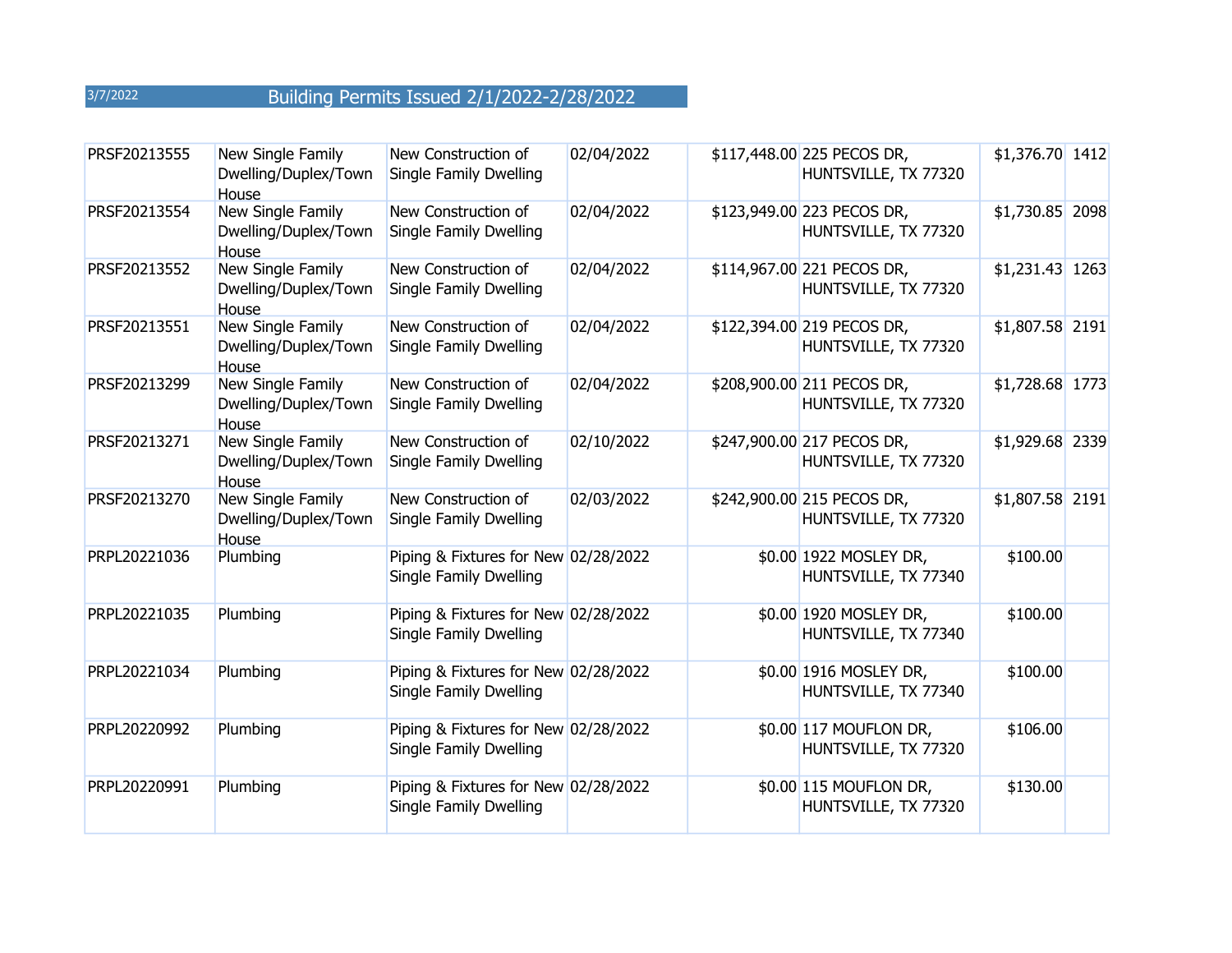3/7/2022 Building Permits Issued 2/1/2022-2/28/2022

| | | | | | | | |
|---|---|---|---|---|---|---|---|
| PRSF20213555 | New Single Family Dwelling/Duplex/Town House | New Construction of Single Family Dwelling | 02/04/2022 | $117,448.00 | 225 PECOS DR, HUNTSVILLE, TX 77320 | $1,376.70 | 1412 |
| PRSF20213554 | New Single Family Dwelling/Duplex/Town House | New Construction of Single Family Dwelling | 02/04/2022 | $123,949.00 | 223 PECOS DR, HUNTSVILLE, TX 77320 | $1,730.85 | 2098 |
| PRSF20213552 | New Single Family Dwelling/Duplex/Town House | New Construction of Single Family Dwelling | 02/04/2022 | $114,967.00 | 221 PECOS DR, HUNTSVILLE, TX 77320 | $1,231.43 | 1263 |
| PRSF20213551 | New Single Family Dwelling/Duplex/Town House | New Construction of Single Family Dwelling | 02/04/2022 | $122,394.00 | 219 PECOS DR, HUNTSVILLE, TX 77320 | $1,807.58 | 2191 |
| PRSF20213299 | New Single Family Dwelling/Duplex/Town House | New Construction of Single Family Dwelling | 02/04/2022 | $208,900.00 | 211 PECOS DR, HUNTSVILLE, TX 77320 | $1,728.68 | 1773 |
| PRSF20213271 | New Single Family Dwelling/Duplex/Town House | New Construction of Single Family Dwelling | 02/10/2022 | $247,900.00 | 217 PECOS DR, HUNTSVILLE, TX 77320 | $1,929.68 | 2339 |
| PRSF20213270 | New Single Family Dwelling/Duplex/Town House | New Construction of Single Family Dwelling | 02/03/2022 | $242,900.00 | 215 PECOS DR, HUNTSVILLE, TX 77320 | $1,807.58 | 2191 |
| PRPL20221036 | Plumbing | Piping & Fixtures for New Single Family Dwelling | 02/28/2022 | $0.00 | 1922 MOSLEY DR, HUNTSVILLE, TX 77340 | $100.00 | |
| PRPL20221035 | Plumbing | Piping & Fixtures for New Single Family Dwelling | 02/28/2022 | $0.00 | 1920 MOSLEY DR, HUNTSVILLE, TX 77340 | $100.00 | |
| PRPL20221034 | Plumbing | Piping & Fixtures for New Single Family Dwelling | 02/28/2022 | $0.00 | 1916 MOSLEY DR, HUNTSVILLE, TX 77340 | $100.00 | |
| PRPL20220992 | Plumbing | Piping & Fixtures for New Single Family Dwelling | 02/28/2022 | $0.00 | 117 MOUFLON DR, HUNTSVILLE, TX 77320 | $106.00 | |
| PRPL20220991 | Plumbing | Piping & Fixtures for New Single Family Dwelling | 02/28/2022 | $0.00 | 115 MOUFLON DR, HUNTSVILLE, TX 77320 | $130.00 | |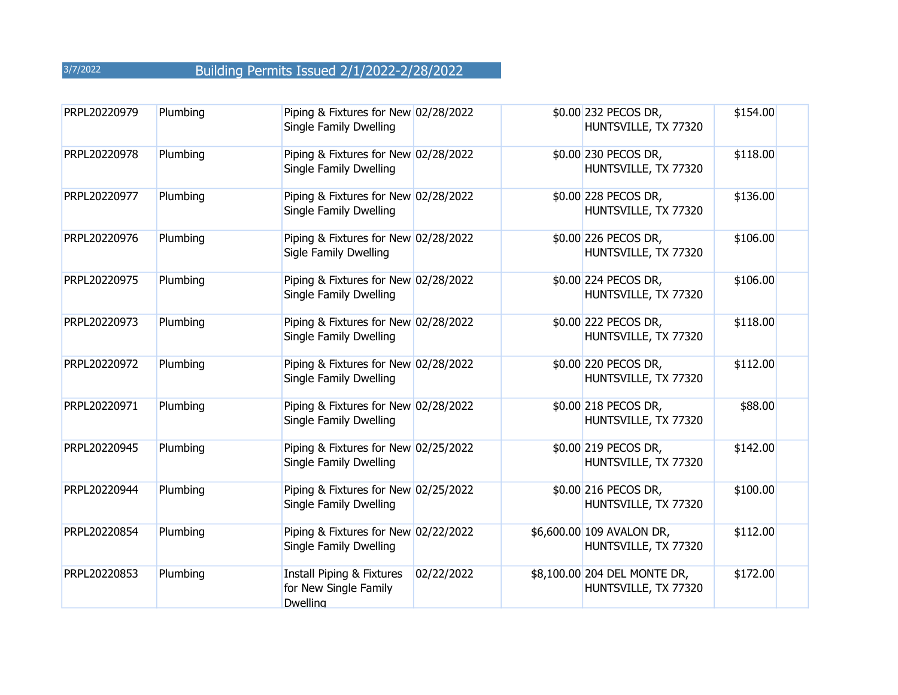3/7/2022 Building Permits Issued 2/1/2022-2/28/2022

| | | | | | | | |
|---|---|---|---|---|---|---|---|
| PRPL20220979 | Plumbing | Piping & Fixtures for New Single Family Dwelling | 02/28/2022 | $0.00 | 232 PECOS DR, HUNTSVILLE, TX 77320 | $154.00 | |
| PRPL20220978 | Plumbing | Piping & Fixtures for New Single Family Dwelling | 02/28/2022 | $0.00 | 230 PECOS DR, HUNTSVILLE, TX 77320 | $118.00 | |
| PRPL20220977 | Plumbing | Piping & Fixtures for New Single Family Dwelling | 02/28/2022 | $0.00 | 228 PECOS DR, HUNTSVILLE, TX 77320 | $136.00 | |
| PRPL20220976 | Plumbing | Piping & Fixtures for New Sigle Family Dwelling | 02/28/2022 | $0.00 | 226 PECOS DR, HUNTSVILLE, TX 77320 | $106.00 | |
| PRPL20220975 | Plumbing | Piping & Fixtures for New Single Family Dwelling | 02/28/2022 | $0.00 | 224 PECOS DR, HUNTSVILLE, TX 77320 | $106.00 | |
| PRPL20220973 | Plumbing | Piping & Fixtures for New Single Family Dwelling | 02/28/2022 | $0.00 | 222 PECOS DR, HUNTSVILLE, TX 77320 | $118.00 | |
| PRPL20220972 | Plumbing | Piping & Fixtures for New Single Family Dwelling | 02/28/2022 | $0.00 | 220 PECOS DR, HUNTSVILLE, TX 77320 | $112.00 | |
| PRPL20220971 | Plumbing | Piping & Fixtures for New Single Family Dwelling | 02/28/2022 | $0.00 | 218 PECOS DR, HUNTSVILLE, TX 77320 | $88.00 | |
| PRPL20220945 | Plumbing | Piping & Fixtures for New Single Family Dwelling | 02/25/2022 | $0.00 | 219 PECOS DR, HUNTSVILLE, TX 77320 | $142.00 | |
| PRPL20220944 | Plumbing | Piping & Fixtures for New Single Family Dwelling | 02/25/2022 | $0.00 | 216 PECOS DR, HUNTSVILLE, TX 77320 | $100.00 | |
| PRPL20220854 | Plumbing | Piping & Fixtures for New Single Family Dwelling | 02/22/2022 | $6,600.00 | 109 AVALON DR, HUNTSVILLE, TX 77320 | $112.00 | |
| PRPL20220853 | Plumbing | Install Piping & Fixtures for New Single Family Dwelling | 02/22/2022 | $8,100.00 | 204 DEL MONTE DR, HUNTSVILLE, TX 77320 | $172.00 | |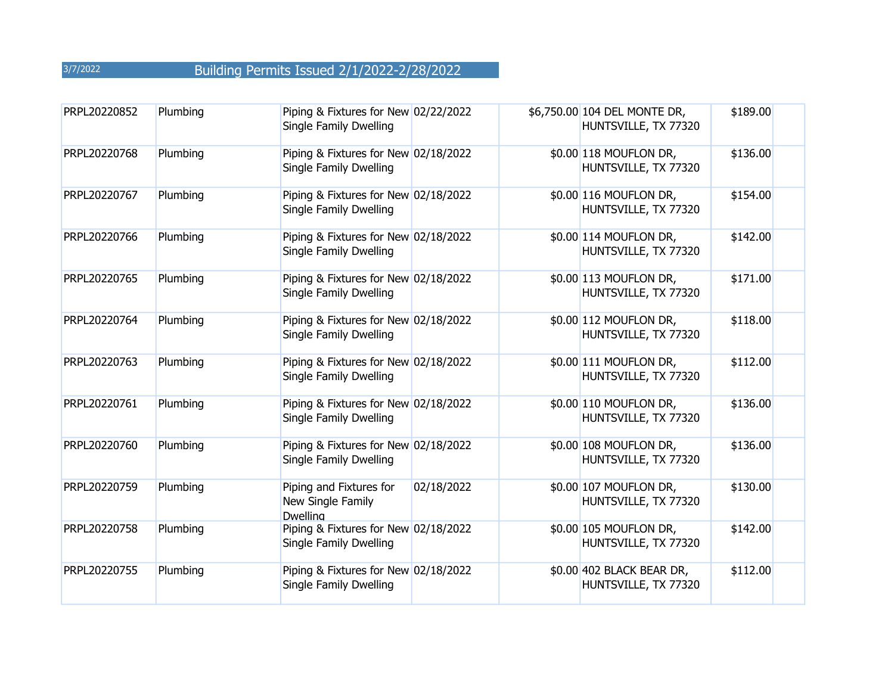3/7/2022 Building Permits Issued 2/1/2022-2/28/2022

| | | | | | | | |
|---|---|---|---|---|---|---|---|
| PRPL20220852 | Plumbing | Piping & Fixtures for New Single Family Dwelling | 02/22/2022 | $6,750.00 | 104 DEL MONTE DR, HUNTSVILLE, TX 77320 | $189.00 | |
| PRPL20220768 | Plumbing | Piping & Fixtures for New Single Family Dwelling | 02/18/2022 | $0.00 | 118 MOUFLON DR, HUNTSVILLE, TX 77320 | $136.00 | |
| PRPL20220767 | Plumbing | Piping & Fixtures for New Single Family Dwelling | 02/18/2022 | $0.00 | 116 MOUFLON DR, HUNTSVILLE, TX 77320 | $154.00 | |
| PRPL20220766 | Plumbing | Piping & Fixtures for New Single Family Dwelling | 02/18/2022 | $0.00 | 114 MOUFLON DR, HUNTSVILLE, TX 77320 | $142.00 | |
| PRPL20220765 | Plumbing | Piping & Fixtures for New Single Family Dwelling | 02/18/2022 | $0.00 | 113 MOUFLON DR, HUNTSVILLE, TX 77320 | $171.00 | |
| PRPL20220764 | Plumbing | Piping & Fixtures for New Single Family Dwelling | 02/18/2022 | $0.00 | 112 MOUFLON DR, HUNTSVILLE, TX 77320 | $118.00 | |
| PRPL20220763 | Plumbing | Piping & Fixtures for New Single Family Dwelling | 02/18/2022 | $0.00 | 111 MOUFLON DR, HUNTSVILLE, TX 77320 | $112.00 | |
| PRPL20220761 | Plumbing | Piping & Fixtures for New Single Family Dwelling | 02/18/2022 | $0.00 | 110 MOUFLON DR, HUNTSVILLE, TX 77320 | $136.00 | |
| PRPL20220760 | Plumbing | Piping & Fixtures for New Single Family Dwelling | 02/18/2022 | $0.00 | 108 MOUFLON DR, HUNTSVILLE, TX 77320 | $136.00 | |
| PRPL20220759 | Plumbing | Piping and Fixtures for New Single Family Dwelling | 02/18/2022 | $0.00 | 107 MOUFLON DR, HUNTSVILLE, TX 77320 | $130.00 | |
| PRPL20220758 | Plumbing | Piping & Fixtures for New Single Family Dwelling | 02/18/2022 | $0.00 | 105 MOUFLON DR, HUNTSVILLE, TX 77320 | $142.00 | |
| PRPL20220755 | Plumbing | Piping & Fixtures for New Single Family Dwelling | 02/18/2022 | $0.00 | 402 BLACK BEAR DR, HUNTSVILLE, TX 77320 | $112.00 | |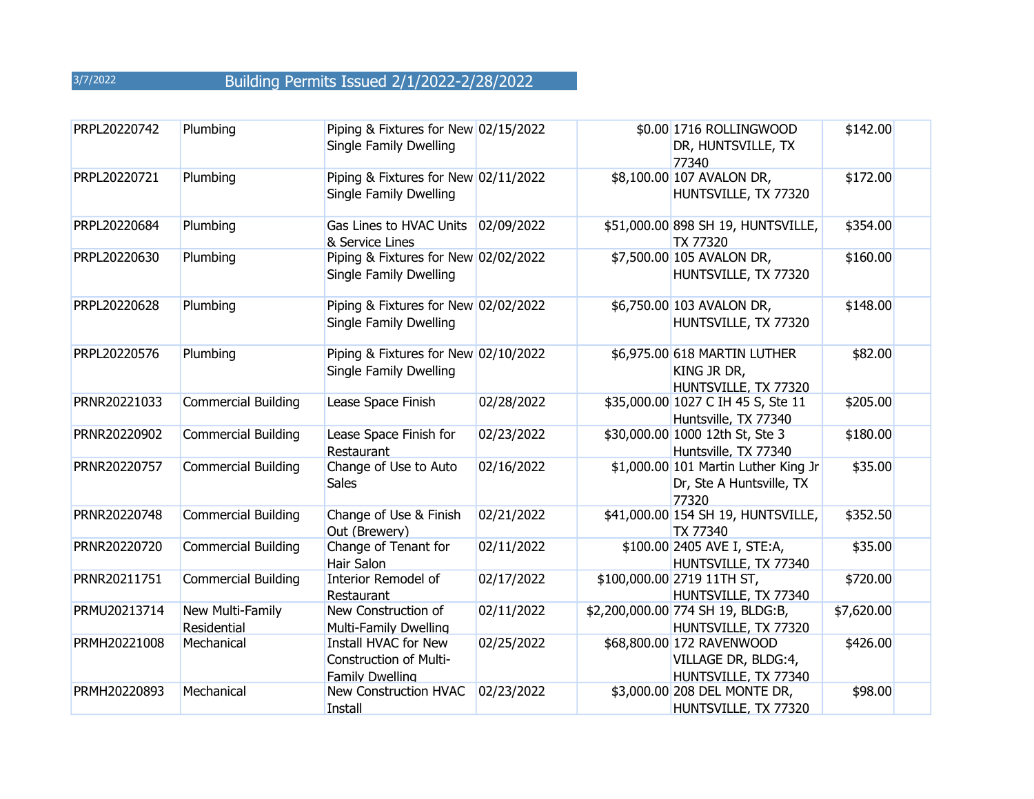3/7/2022 Building Permits Issued 2/1/2022-2/28/2022

| | | | | | | | |
|---|---|---|---|---|---|---|---|
| PRPL20220742 | Plumbing | Piping & Fixtures for New Single Family Dwelling | 02/15/2022 | $0.00 | 1716 ROLLINGWOOD DR, HUNTSVILLE, TX 77340 | $142.00 | |
| PRPL20220721 | Plumbing | Piping & Fixtures for New Single Family Dwelling | 02/11/2022 | $8,100.00 | 107 AVALON DR, HUNTSVILLE, TX 77320 | $172.00 | |
| PRPL20220684 | Plumbing | Gas Lines to HVAC Units & Service Lines | 02/09/2022 | $51,000.00 | 898 SH 19, HUNTSVILLE, TX 77320 | $354.00 | |
| PRPL20220630 | Plumbing | Piping & Fixtures for New Single Family Dwelling | 02/02/2022 | $7,500.00 | 105 AVALON DR, HUNTSVILLE, TX 77320 | $160.00 | |
| PRPL20220628 | Plumbing | Piping & Fixtures for New Single Family Dwelling | 02/02/2022 | $6,750.00 | 103 AVALON DR, HUNTSVILLE, TX 77320 | $148.00 | |
| PRPL20220576 | Plumbing | Piping & Fixtures for New Single Family Dwelling | 02/10/2022 | $6,975.00 | 618 MARTIN LUTHER KING JR DR, HUNTSVILLE, TX 77320 | $82.00 | |
| PRNR20221033 | Commercial Building | Lease Space Finish | 02/28/2022 | $35,000.00 | 1027 C IH 45 S, Ste 11 Huntsville, TX 77340 | $205.00 | |
| PRNR20220902 | Commercial Building | Lease Space Finish for Restaurant | 02/23/2022 | $30,000.00 | 1000 12th St, Ste 3 Huntsville, TX 77340 | $180.00 | |
| PRNR20220757 | Commercial Building | Change of Use to Auto Sales | 02/16/2022 | $1,000.00 | 101 Martin Luther King Jr Dr, Ste A Huntsville, TX 77320 | $35.00 | |
| PRNR20220748 | Commercial Building | Change of Use & Finish Out (Brewery) | 02/21/2022 | $41,000.00 | 154 SH 19, HUNTSVILLE, TX 77340 | $352.50 | |
| PRNR20220720 | Commercial Building | Change of Tenant for Hair Salon | 02/11/2022 | $100.00 | 2405 AVE I, STE:A, HUNTSVILLE, TX 77340 | $35.00 | |
| PRNR20211751 | Commercial Building | Interior Remodel of Restaurant | 02/17/2022 | $100,000.00 | 2719 11TH ST, HUNTSVILLE, TX 77340 | $720.00 | |
| PRMU20213714 | New Multi-Family Residential | New Construction of Multi-Family Dwelling | 02/11/2022 | $2,200,000.00 | 774 SH 19, BLDG:B, HUNTSVILLE, TX 77320 | $7,620.00 | |
| PRMH20221008 | Mechanical | Install HVAC for New Construction of Multi-Family Dwelling | 02/25/2022 | $68,800.00 | 172 RAVENWOOD VILLAGE DR, BLDG:4, HUNTSVILLE, TX 77340 | $426.00 | |
| PRMH20220893 | Mechanical | New Construction HVAC Install | 02/23/2022 | $3,000.00 | 208 DEL MONTE DR, HUNTSVILLE, TX 77320 | $98.00 | |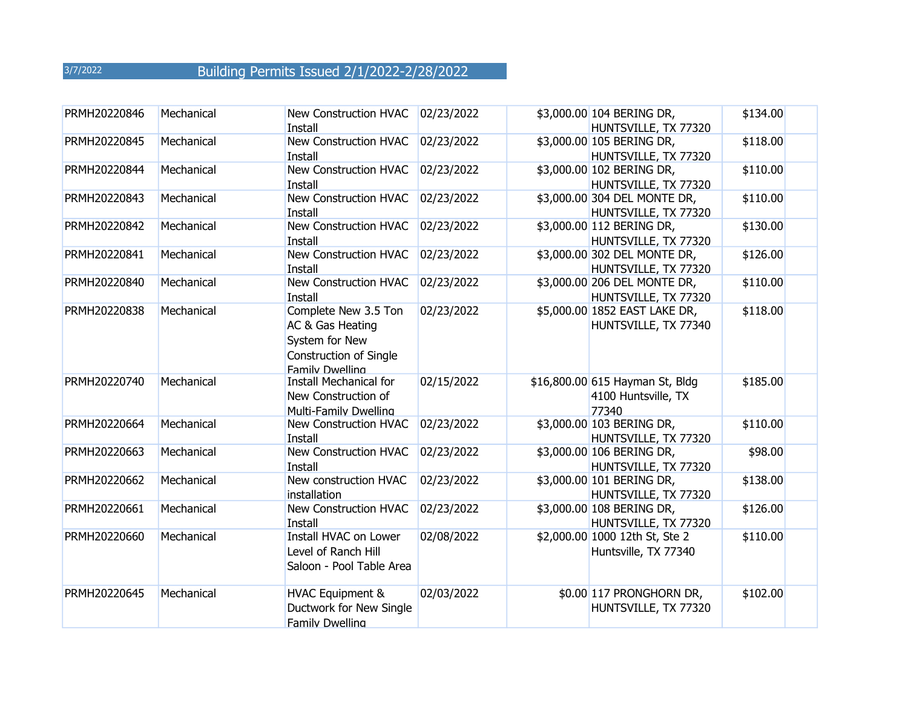3/7/2022 Building Permits Issued 2/1/2022-2/28/2022

| | | | | | | | |
|---|---|---|---|---|---|---|---|
| PRMH20220846 | Mechanical | New Construction HVAC Install | 02/23/2022 | $3,000.00 | 104 BERING DR, HUNTSVILLE, TX 77320 | $134.00 | |
| PRMH20220845 | Mechanical | New Construction HVAC Install | 02/23/2022 | $3,000.00 | 105 BERING DR, HUNTSVILLE, TX 77320 | $118.00 | |
| PRMH20220844 | Mechanical | New Construction HVAC Install | 02/23/2022 | $3,000.00 | 102 BERING DR, HUNTSVILLE, TX 77320 | $110.00 | |
| PRMH20220843 | Mechanical | New Construction HVAC Install | 02/23/2022 | $3,000.00 | 304 DEL MONTE DR, HUNTSVILLE, TX 77320 | $110.00 | |
| PRMH20220842 | Mechanical | New Construction HVAC Install | 02/23/2022 | $3,000.00 | 112 BERING DR, HUNTSVILLE, TX 77320 | $130.00 | |
| PRMH20220841 | Mechanical | New Construction HVAC Install | 02/23/2022 | $3,000.00 | 302 DEL MONTE DR, HUNTSVILLE, TX 77320 | $126.00 | |
| PRMH20220840 | Mechanical | New Construction HVAC Install | 02/23/2022 | $3,000.00 | 206 DEL MONTE DR, HUNTSVILLE, TX 77320 | $110.00 | |
| PRMH20220838 | Mechanical | Complete New 3.5 Ton AC & Gas Heating System for New Construction of Single Family Dwelling | 02/23/2022 | $5,000.00 | 1852 EAST LAKE DR, HUNTSVILLE, TX 77340 | $118.00 | |
| PRMH20220740 | Mechanical | Install Mechanical for New Construction of Multi-Family Dwelling | 02/15/2022 | $16,800.00 | 615 Hayman St, Bldg 4100 Huntsville, TX 77340 | $185.00 | |
| PRMH20220664 | Mechanical | New Construction HVAC Install | 02/23/2022 | $3,000.00 | 103 BERING DR, HUNTSVILLE, TX 77320 | $110.00 | |
| PRMH20220663 | Mechanical | New Construction HVAC Install | 02/23/2022 | $3,000.00 | 106 BERING DR, HUNTSVILLE, TX 77320 | $98.00 | |
| PRMH20220662 | Mechanical | New construction HVAC installation | 02/23/2022 | $3,000.00 | 101 BERING DR, HUNTSVILLE, TX 77320 | $138.00 | |
| PRMH20220661 | Mechanical | New Construction HVAC Install | 02/23/2022 | $3,000.00 | 108 BERING DR, HUNTSVILLE, TX 77320 | $126.00 | |
| PRMH20220660 | Mechanical | Install HVAC on Lower Level of Ranch Hill Saloon - Pool Table Area | 02/08/2022 | $2,000.00 | 1000 12th St, Ste 2 Huntsville, TX 77340 | $110.00 | |
| PRMH20220645 | Mechanical | HVAC Equipment & Ductwork for New Single Family Dwelling | 02/03/2022 | $0.00 | 117 PRONGHORN DR, HUNTSVILLE, TX 77320 | $102.00 | |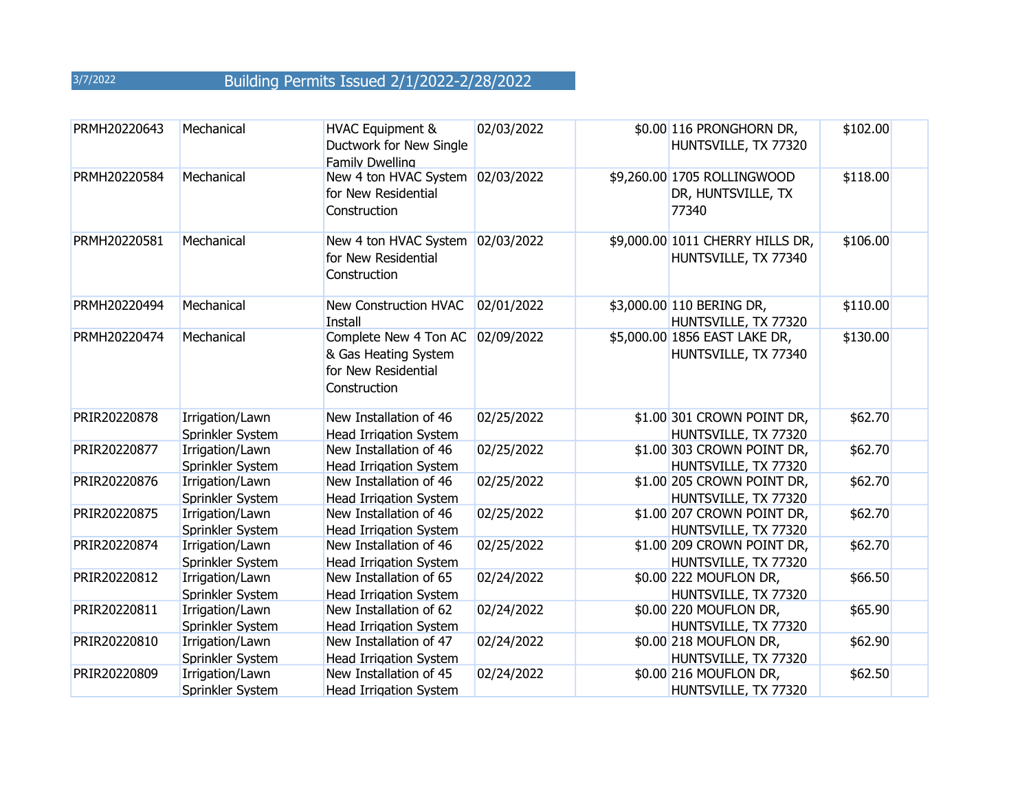3/7/2022 Building Permits Issued 2/1/2022-2/28/2022

| | | | | | | | |
|---|---|---|---|---|---|---|---|
| PRMH20220643 | Mechanical | HVAC Equipment & Ductwork for New Single Family Dwelling | 02/03/2022 | $0.00 | 116 PRONGHORN DR, HUNTSVILLE, TX 77320 | $102.00 | |
| PRMH20220584 | Mechanical | New 4 ton HVAC System for New Residential Construction | 02/03/2022 | $9,260.00 | 1705 ROLLINGWOOD DR, HUNTSVILLE, TX 77340 | $118.00 | |
| PRMH20220581 | Mechanical | New 4 ton HVAC System for New Residential Construction | 02/03/2022 | $9,000.00 | 1011 CHERRY HILLS DR, HUNTSVILLE, TX 77340 | $106.00 | |
| PRMH20220494 | Mechanical | New Construction HVAC Install | 02/01/2022 | $3,000.00 | 110 BERING DR, HUNTSVILLE, TX 77320 | $110.00 | |
| PRMH20220474 | Mechanical | Complete New 4 Ton AC & Gas Heating System for New Residential Construction | 02/09/2022 | $5,000.00 | 1856 EAST LAKE DR, HUNTSVILLE, TX 77340 | $130.00 | |
| PRIR20220878 | Irrigation/Lawn Sprinkler System | New Installation of 46 Head Irrigation System | 02/25/2022 | $1.00 | 301 CROWN POINT DR, HUNTSVILLE, TX 77320 | $62.70 | |
| PRIR20220877 | Irrigation/Lawn Sprinkler System | New Installation of 46 Head Irrigation System | 02/25/2022 | $1.00 | 303 CROWN POINT DR, HUNTSVILLE, TX 77320 | $62.70 | |
| PRIR20220876 | Irrigation/Lawn Sprinkler System | New Installation of 46 Head Irrigation System | 02/25/2022 | $1.00 | 205 CROWN POINT DR, HUNTSVILLE, TX 77320 | $62.70 | |
| PRIR20220875 | Irrigation/Lawn Sprinkler System | New Installation of 46 Head Irrigation System | 02/25/2022 | $1.00 | 207 CROWN POINT DR, HUNTSVILLE, TX 77320 | $62.70 | |
| PRIR20220874 | Irrigation/Lawn Sprinkler System | New Installation of 46 Head Irrigation System | 02/25/2022 | $1.00 | 209 CROWN POINT DR, HUNTSVILLE, TX 77320 | $62.70 | |
| PRIR20220812 | Irrigation/Lawn Sprinkler System | New Installation of 65 Head Irrigation System | 02/24/2022 | $0.00 | 222 MOUFLON DR, HUNTSVILLE, TX 77320 | $66.50 | |
| PRIR20220811 | Irrigation/Lawn Sprinkler System | New Installation of 62 Head Irrigation System | 02/24/2022 | $0.00 | 220 MOUFLON DR, HUNTSVILLE, TX 77320 | $65.90 | |
| PRIR20220810 | Irrigation/Lawn Sprinkler System | New Installation of 47 Head Irrigation System | 02/24/2022 | $0.00 | 218 MOUFLON DR, HUNTSVILLE, TX 77320 | $62.90 | |
| PRIR20220809 | Irrigation/Lawn Sprinkler System | New Installation of 45 Head Irrigation System | 02/24/2022 | $0.00 | 216 MOUFLON DR, HUNTSVILLE, TX 77320 | $62.50 | |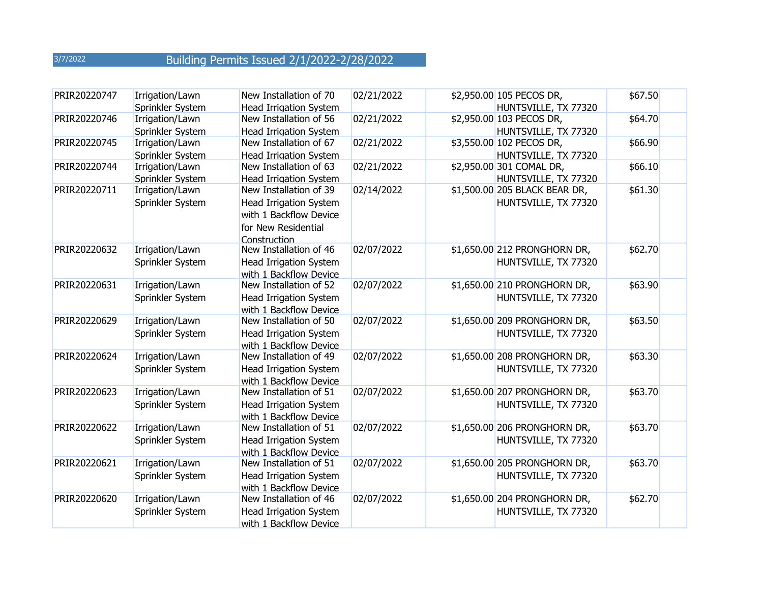3/7/2022

# Building Permits Issued 2/1/2022-2/28/2022

| | | | | | | | |
|---|---|---|---|---|---|---|---|
| PRIR20220747 | Irrigation/Lawn Sprinkler System | New Installation of 70 Head Irrigation System | 02/21/2022 | $2,950.00 | 105 PECOS DR, HUNTSVILLE, TX 77320 | $67.50 | |
| PRIR20220746 | Irrigation/Lawn Sprinkler System | New Installation of 56 Head Irrigation System | 02/21/2022 | $2,950.00 | 103 PECOS DR, HUNTSVILLE, TX 77320 | $64.70 | |
| PRIR20220745 | Irrigation/Lawn Sprinkler System | New Installation of 67 Head Irrigation System | 02/21/2022 | $3,550.00 | 102 PECOS DR, HUNTSVILLE, TX 77320 | $66.90 | |
| PRIR20220744 | Irrigation/Lawn Sprinkler System | New Installation of 63 Head Irrigation System | 02/21/2022 | $2,950.00 | 301 COMAL DR, HUNTSVILLE, TX 77320 | $66.10 | |
| PRIR20220711 | Irrigation/Lawn Sprinkler System | New Installation of 39 Head Irrigation System with 1 Backflow Device for New Residential Construction | 02/14/2022 | $1,500.00 | 205 BLACK BEAR DR, HUNTSVILLE, TX 77320 | $61.30 | |
| PRIR20220632 | Irrigation/Lawn Sprinkler System | New Installation of 46 Head Irrigation System with 1 Backflow Device | 02/07/2022 | $1,650.00 | 212 PRONGHORN DR, HUNTSVILLE, TX 77320 | $62.70 | |
| PRIR20220631 | Irrigation/Lawn Sprinkler System | New Installation of 52 Head Irrigation System with 1 Backflow Device | 02/07/2022 | $1,650.00 | 210 PRONGHORN DR, HUNTSVILLE, TX 77320 | $63.90 | |
| PRIR20220629 | Irrigation/Lawn Sprinkler System | New Installation of 50 Head Irrigation System with 1 Backflow Device | 02/07/2022 | $1,650.00 | 209 PRONGHORN DR, HUNTSVILLE, TX 77320 | $63.50 | |
| PRIR20220624 | Irrigation/Lawn Sprinkler System | New Installation of 49 Head Irrigation System with 1 Backflow Device | 02/07/2022 | $1,650.00 | 208 PRONGHORN DR, HUNTSVILLE, TX 77320 | $63.30 | |
| PRIR20220623 | Irrigation/Lawn Sprinkler System | New Installation of 51 Head Irrigation System with 1 Backflow Device | 02/07/2022 | $1,650.00 | 207 PRONGHORN DR, HUNTSVILLE, TX 77320 | $63.70 | |
| PRIR20220622 | Irrigation/Lawn Sprinkler System | New Installation of 51 Head Irrigation System with 1 Backflow Device | 02/07/2022 | $1,650.00 | 206 PRONGHORN DR, HUNTSVILLE, TX 77320 | $63.70 | |
| PRIR20220621 | Irrigation/Lawn Sprinkler System | New Installation of 51 Head Irrigation System with 1 Backflow Device | 02/07/2022 | $1,650.00 | 205 PRONGHORN DR, HUNTSVILLE, TX 77320 | $63.70 | |
| PRIR20220620 | Irrigation/Lawn Sprinkler System | New Installation of 46 Head Irrigation System with 1 Backflow Device | 02/07/2022 | $1,650.00 | 204 PRONGHORN DR, HUNTSVILLE, TX 77320 | $62.70 | |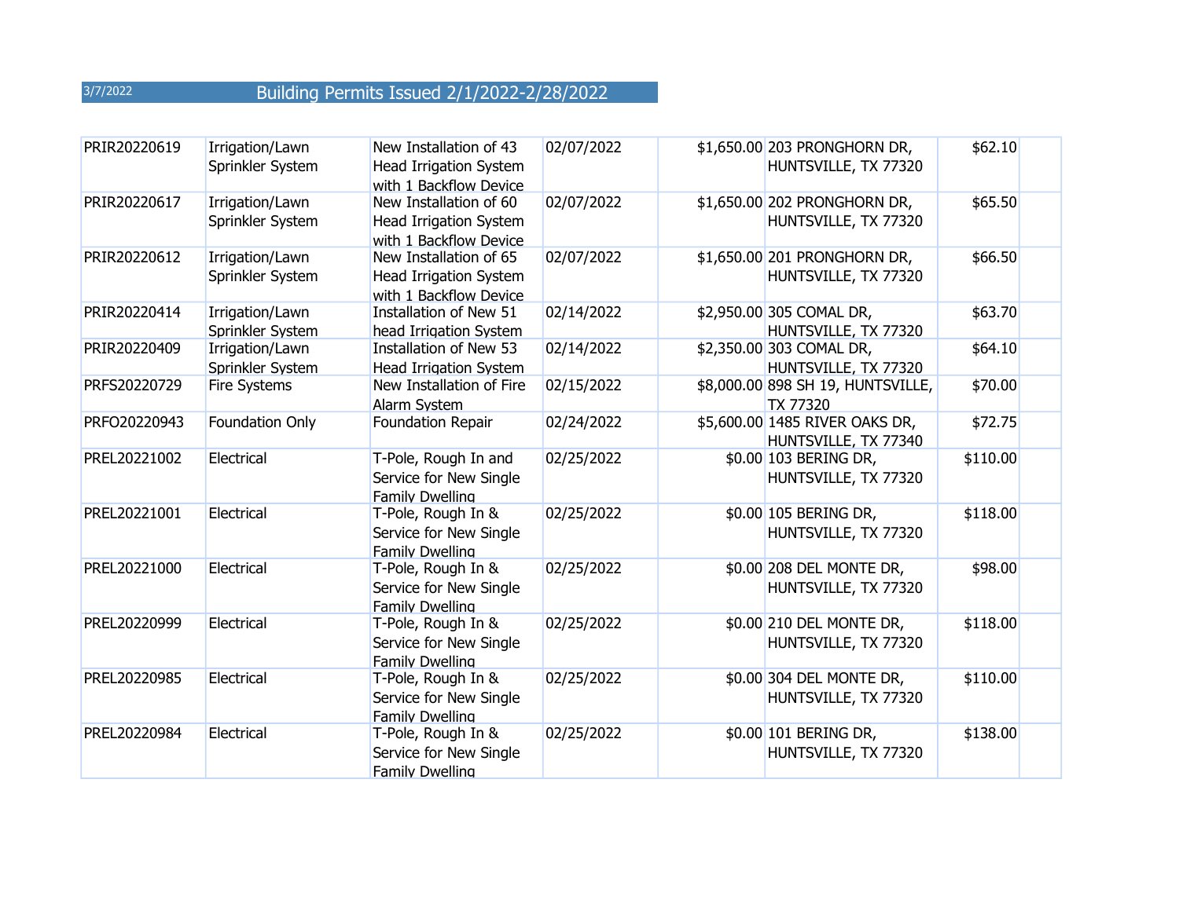3/7/2022 Building Permits Issued 2/1/2022-2/28/2022

| | | | | | | | |
|---|---|---|---|---|---|---|---|
| PRIR20220619 | Irrigation/Lawn Sprinkler System | New Installation of 43 Head Irrigation System with 1 Backflow Device | 02/07/2022 | $1,650.00 | 203 PRONGHORN DR, HUNTSVILLE, TX 77320 | $62.10 | |
| PRIR20220617 | Irrigation/Lawn Sprinkler System | New Installation of 60 Head Irrigation System with 1 Backflow Device | 02/07/2022 | $1,650.00 | 202 PRONGHORN DR, HUNTSVILLE, TX 77320 | $65.50 | |
| PRIR20220612 | Irrigation/Lawn Sprinkler System | New Installation of 65 Head Irrigation System with 1 Backflow Device | 02/07/2022 | $1,650.00 | 201 PRONGHORN DR, HUNTSVILLE, TX 77320 | $66.50 | |
| PRIR20220414 | Irrigation/Lawn Sprinkler System | Installation of New 51 head Irrigation System | 02/14/2022 | $2,950.00 | 305 COMAL DR, HUNTSVILLE, TX 77320 | $63.70 | |
| PRIR20220409 | Irrigation/Lawn Sprinkler System | Installation of New 53 Head Irrigation System | 02/14/2022 | $2,350.00 | 303 COMAL DR, HUNTSVILLE, TX 77320 | $64.10 | |
| PRFS20220729 | Fire Systems | New Installation of Fire Alarm System | 02/15/2022 | $8,000.00 | 898 SH 19, HUNTSVILLE, TX 77320 | $70.00 | |
| PRFO20220943 | Foundation Only | Foundation Repair | 02/24/2022 | $5,600.00 | 1485 RIVER OAKS DR, HUNTSVILLE, TX 77340 | $72.75 | |
| PREL20221002 | Electrical | T-Pole, Rough In and Service for New Single Family Dwelling | 02/25/2022 | $0.00 | 103 BERING DR, HUNTSVILLE, TX 77320 | $110.00 | |
| PREL20221001 | Electrical | T-Pole, Rough In & Service for New Single Family Dwelling | 02/25/2022 | $0.00 | 105 BERING DR, HUNTSVILLE, TX 77320 | $118.00 | |
| PREL20221000 | Electrical | T-Pole, Rough In & Service for New Single Family Dwelling | 02/25/2022 | $0.00 | 208 DEL MONTE DR, HUNTSVILLE, TX 77320 | $98.00 | |
| PREL20220999 | Electrical | T-Pole, Rough In & Service for New Single Family Dwelling | 02/25/2022 | $0.00 | 210 DEL MONTE DR, HUNTSVILLE, TX 77320 | $118.00 | |
| PREL20220985 | Electrical | T-Pole, Rough In & Service for New Single Family Dwelling | 02/25/2022 | $0.00 | 304 DEL MONTE DR, HUNTSVILLE, TX 77320 | $110.00 | |
| PREL20220984 | Electrical | T-Pole, Rough In & Service for New Single Family Dwelling | 02/25/2022 | $0.00 | 101 BERING DR, HUNTSVILLE, TX 77320 | $138.00 | |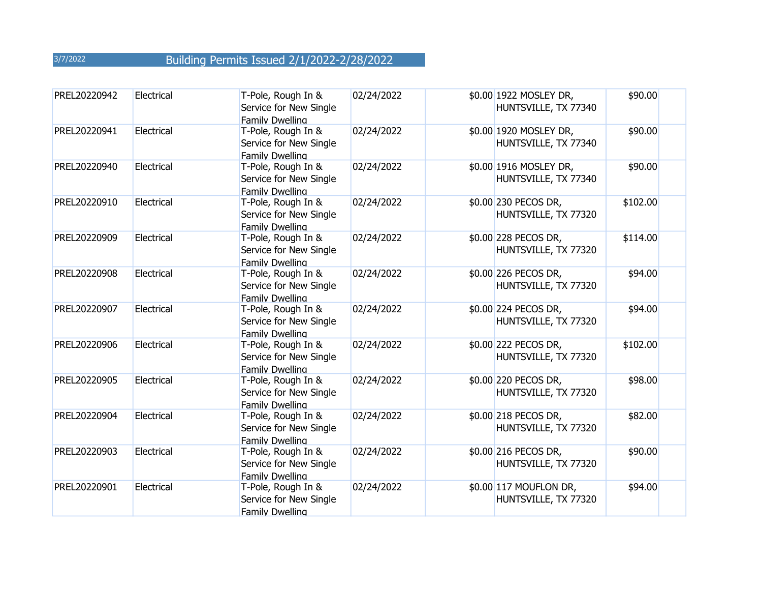3/7/2022 Building Permits Issued 2/1/2022-2/28/2022

| | | | | | | | |
|---|---|---|---|---|---|---|---|
| PREL20220942 | Electrical | T-Pole, Rough In & Service for New Single Family Dwelling | 02/24/2022 | $0.00 | 1922 MOSLEY DR, HUNTSVILLE, TX 77340 | $90.00 | |
| PREL20220941 | Electrical | T-Pole, Rough In & Service for New Single Family Dwelling | 02/24/2022 | $0.00 | 1920 MOSLEY DR, HUNTSVILLE, TX 77340 | $90.00 | |
| PREL20220940 | Electrical | T-Pole, Rough In & Service for New Single Family Dwelling | 02/24/2022 | $0.00 | 1916 MOSLEY DR, HUNTSVILLE, TX 77340 | $90.00 | |
| PREL20220910 | Electrical | T-Pole, Rough In & Service for New Single Family Dwelling | 02/24/2022 | $0.00 | 230 PECOS DR, HUNTSVILLE, TX 77320 | $102.00 | |
| PREL20220909 | Electrical | T-Pole, Rough In & Service for New Single Family Dwelling | 02/24/2022 | $0.00 | 228 PECOS DR, HUNTSVILLE, TX 77320 | $114.00 | |
| PREL20220908 | Electrical | T-Pole, Rough In & Service for New Single Family Dwelling | 02/24/2022 | $0.00 | 226 PECOS DR, HUNTSVILLE, TX 77320 | $94.00 | |
| PREL20220907 | Electrical | T-Pole, Rough In & Service for New Single Family Dwelling | 02/24/2022 | $0.00 | 224 PECOS DR, HUNTSVILLE, TX 77320 | $94.00 | |
| PREL20220906 | Electrical | T-Pole, Rough In & Service for New Single Family Dwelling | 02/24/2022 | $0.00 | 222 PECOS DR, HUNTSVILLE, TX 77320 | $102.00 | |
| PREL20220905 | Electrical | T-Pole, Rough In & Service for New Single Family Dwelling | 02/24/2022 | $0.00 | 220 PECOS DR, HUNTSVILLE, TX 77320 | $98.00 | |
| PREL20220904 | Electrical | T-Pole, Rough In & Service for New Single Family Dwelling | 02/24/2022 | $0.00 | 218 PECOS DR, HUNTSVILLE, TX 77320 | $82.00 | |
| PREL20220903 | Electrical | T-Pole, Rough In & Service for New Single Family Dwelling | 02/24/2022 | $0.00 | 216 PECOS DR, HUNTSVILLE, TX 77320 | $90.00 | |
| PREL20220901 | Electrical | T-Pole, Rough In & Service for New Single Family Dwelling | 02/24/2022 | $0.00 | 117 MOUFLON DR, HUNTSVILLE, TX 77320 | $94.00 | |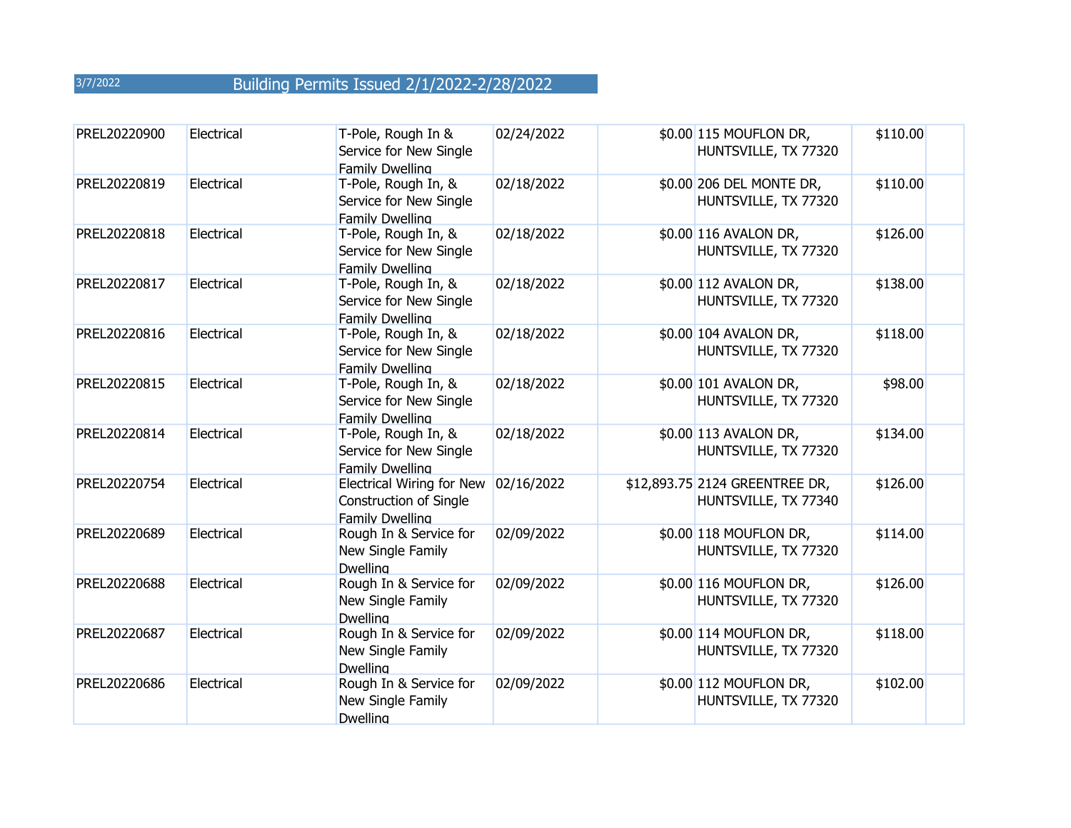3/7/2022 Building Permits Issued 2/1/2022-2/28/2022

| | | | | | | | |
|---|---|---|---|---|---|---|---|
| PREL20220900 | Electrical | T-Pole, Rough In & Service for New Single Family Dwelling | 02/24/2022 | $0.00 | 115 MOUFLON DR, HUNTSVILLE, TX 77320 | $110.00 | |
| PREL20220819 | Electrical | T-Pole, Rough In, & Service for New Single Family Dwelling | 02/18/2022 | $0.00 | 206 DEL MONTE DR, HUNTSVILLE, TX 77320 | $110.00 | |
| PREL20220818 | Electrical | T-Pole, Rough In, & Service for New Single Family Dwelling | 02/18/2022 | $0.00 | 116 AVALON DR, HUNTSVILLE, TX 77320 | $126.00 | |
| PREL20220817 | Electrical | T-Pole, Rough In, & Service for New Single Family Dwelling | 02/18/2022 | $0.00 | 112 AVALON DR, HUNTSVILLE, TX 77320 | $138.00 | |
| PREL20220816 | Electrical | T-Pole, Rough In, & Service for New Single Family Dwelling | 02/18/2022 | $0.00 | 104 AVALON DR, HUNTSVILLE, TX 77320 | $118.00 | |
| PREL20220815 | Electrical | T-Pole, Rough In, & Service for New Single Family Dwelling | 02/18/2022 | $0.00 | 101 AVALON DR, HUNTSVILLE, TX 77320 | $98.00 | |
| PREL20220814 | Electrical | T-Pole, Rough In, & Service for New Single Family Dwelling | 02/18/2022 | $0.00 | 113 AVALON DR, HUNTSVILLE, TX 77320 | $134.00 | |
| PREL20220754 | Electrical | Electrical Wiring for New Construction of Single Family Dwelling | 02/16/2022 | $12,893.75 | 2124 GREENTREE DR, HUNTSVILLE, TX 77340 | $126.00 | |
| PREL20220689 | Electrical | Rough In & Service for New Single Family Dwelling | 02/09/2022 | $0.00 | 118 MOUFLON DR, HUNTSVILLE, TX 77320 | $114.00 | |
| PREL20220688 | Electrical | Rough In & Service for New Single Family Dwelling | 02/09/2022 | $0.00 | 116 MOUFLON DR, HUNTSVILLE, TX 77320 | $126.00 | |
| PREL20220687 | Electrical | Rough In & Service for New Single Family Dwelling | 02/09/2022 | $0.00 | 114 MOUFLON DR, HUNTSVILLE, TX 77320 | $118.00 | |
| PREL20220686 | Electrical | Rough In & Service for New Single Family Dwelling | 02/09/2022 | $0.00 | 112 MOUFLON DR, HUNTSVILLE, TX 77320 | $102.00 | |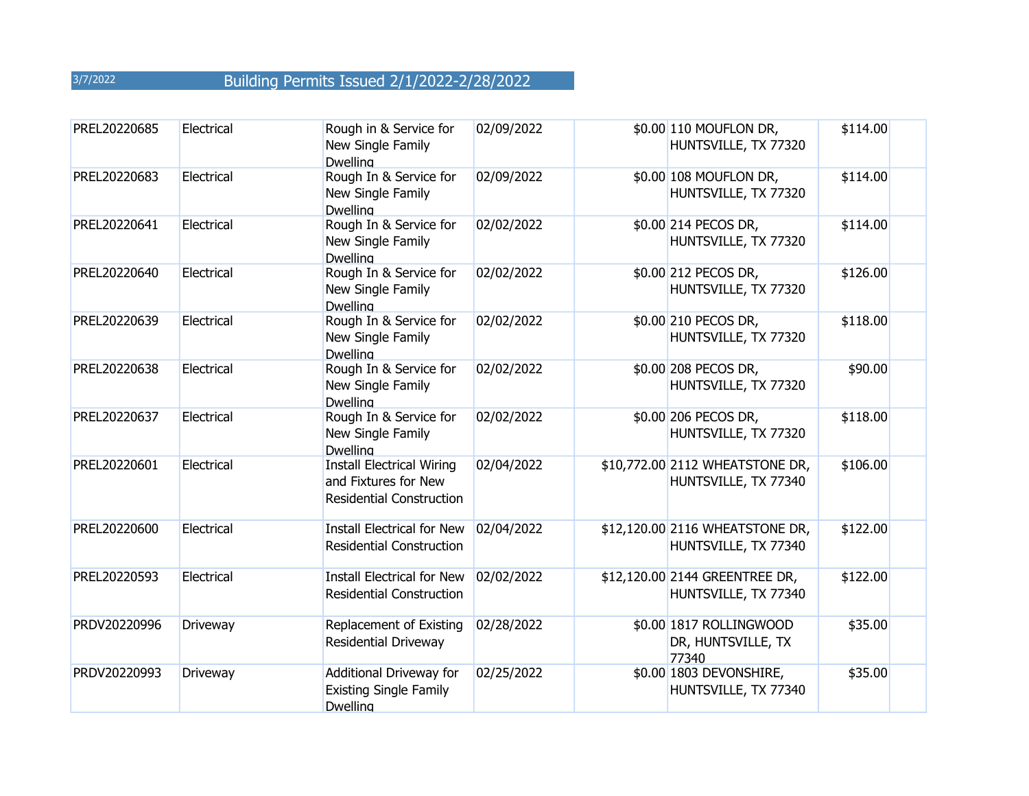3/7/2022 Building Permits Issued 2/1/2022-2/28/2022

| | | | | | | | |
|---|---|---|---|---|---|---|---|
| PREL20220685 | Electrical | Rough in & Service for New Single Family Dwelling | 02/09/2022 | $0.00 | 110 MOUFLON DR, HUNTSVILLE, TX 77320 | $114.00 | |
| PREL20220683 | Electrical | Rough In & Service for New Single Family Dwelling | 02/09/2022 | $0.00 | 108 MOUFLON DR, HUNTSVILLE, TX 77320 | $114.00 | |
| PREL20220641 | Electrical | Rough In & Service for New Single Family Dwelling | 02/02/2022 | $0.00 | 214 PECOS DR, HUNTSVILLE, TX 77320 | $114.00 | |
| PREL20220640 | Electrical | Rough In & Service for New Single Family Dwelling | 02/02/2022 | $0.00 | 212 PECOS DR, HUNTSVILLE, TX 77320 | $126.00 | |
| PREL20220639 | Electrical | Rough In & Service for New Single Family Dwelling | 02/02/2022 | $0.00 | 210 PECOS DR, HUNTSVILLE, TX 77320 | $118.00 | |
| PREL20220638 | Electrical | Rough In & Service for New Single Family Dwelling | 02/02/2022 | $0.00 | 208 PECOS DR, HUNTSVILLE, TX 77320 | $90.00 | |
| PREL20220637 | Electrical | Rough In & Service for New Single Family Dwelling | 02/02/2022 | $0.00 | 206 PECOS DR, HUNTSVILLE, TX 77320 | $118.00 | |
| PREL20220601 | Electrical | Install Electrical Wiring and Fixtures for New Residential Construction | 02/04/2022 | $10,772.00 | 2112 WHEATSTONE DR, HUNTSVILLE, TX 77340 | $106.00 | |
| PREL20220600 | Electrical | Install Electrical for New Residential Construction | 02/04/2022 | $12,120.00 | 2116 WHEATSTONE DR, HUNTSVILLE, TX 77340 | $122.00 | |
| PREL20220593 | Electrical | Install Electrical for New Residential Construction | 02/02/2022 | $12,120.00 | 2144 GREENTREE DR, HUNTSVILLE, TX 77340 | $122.00 | |
| PRDV20220996 | Driveway | Replacement of Existing Residential Driveway | 02/28/2022 | $0.00 | 1817 ROLLINGWOOD DR, HUNTSVILLE, TX 77340 | $35.00 | |
| PRDV20220993 | Driveway | Additional Driveway for Existing Single Family Dwelling | 02/25/2022 | $0.00 | 1803 DEVONSHIRE, HUNTSVILLE, TX 77340 | $35.00 | |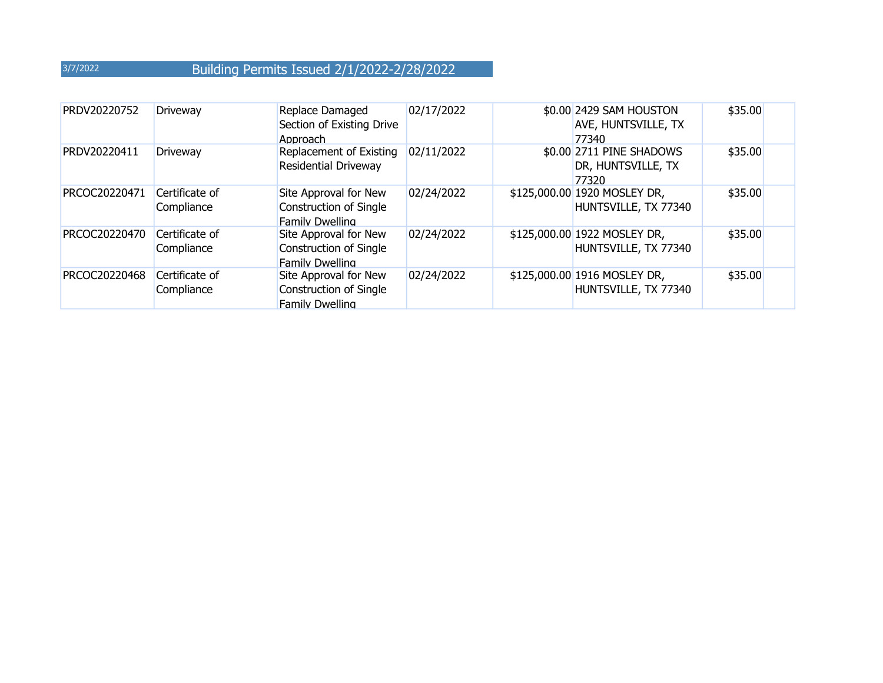3/7/2022

# Building Permits Issued 2/1/2022-2/28/2022

| | | | | | | | |
|---|---|---|---|---|---|---|---|
| PRDV20220752 | Driveway | Replace Damaged Section of Existing Drive Approach | 02/17/2022 | $0.00 | 2429 SAM HOUSTON AVE, HUNTSVILLE, TX 77340 | $35.00 | |
| PRDV20220411 | Driveway | Replacement of Existing Residential Driveway | 02/11/2022 | $0.00 | 2711 PINE SHADOWS DR, HUNTSVILLE, TX 77320 | $35.00 | |
| PRCOC20220471 | Certificate of Compliance | Site Approval for New Construction of Single Family Dwelling | 02/24/2022 | $125,000.00 | 1920 MOSLEY DR, HUNTSVILLE, TX 77340 | $35.00 | |
| PRCOC20220470 | Certificate of Compliance | Site Approval for New Construction of Single Family Dwelling | 02/24/2022 | $125,000.00 | 1922 MOSLEY DR, HUNTSVILLE, TX 77340 | $35.00 | |
| PRCOC20220468 | Certificate of Compliance | Site Approval for New Construction of Single Family Dwelling | 02/24/2022 | $125,000.00 | 1916 MOSLEY DR, HUNTSVILLE, TX 77340 | $35.00 | |